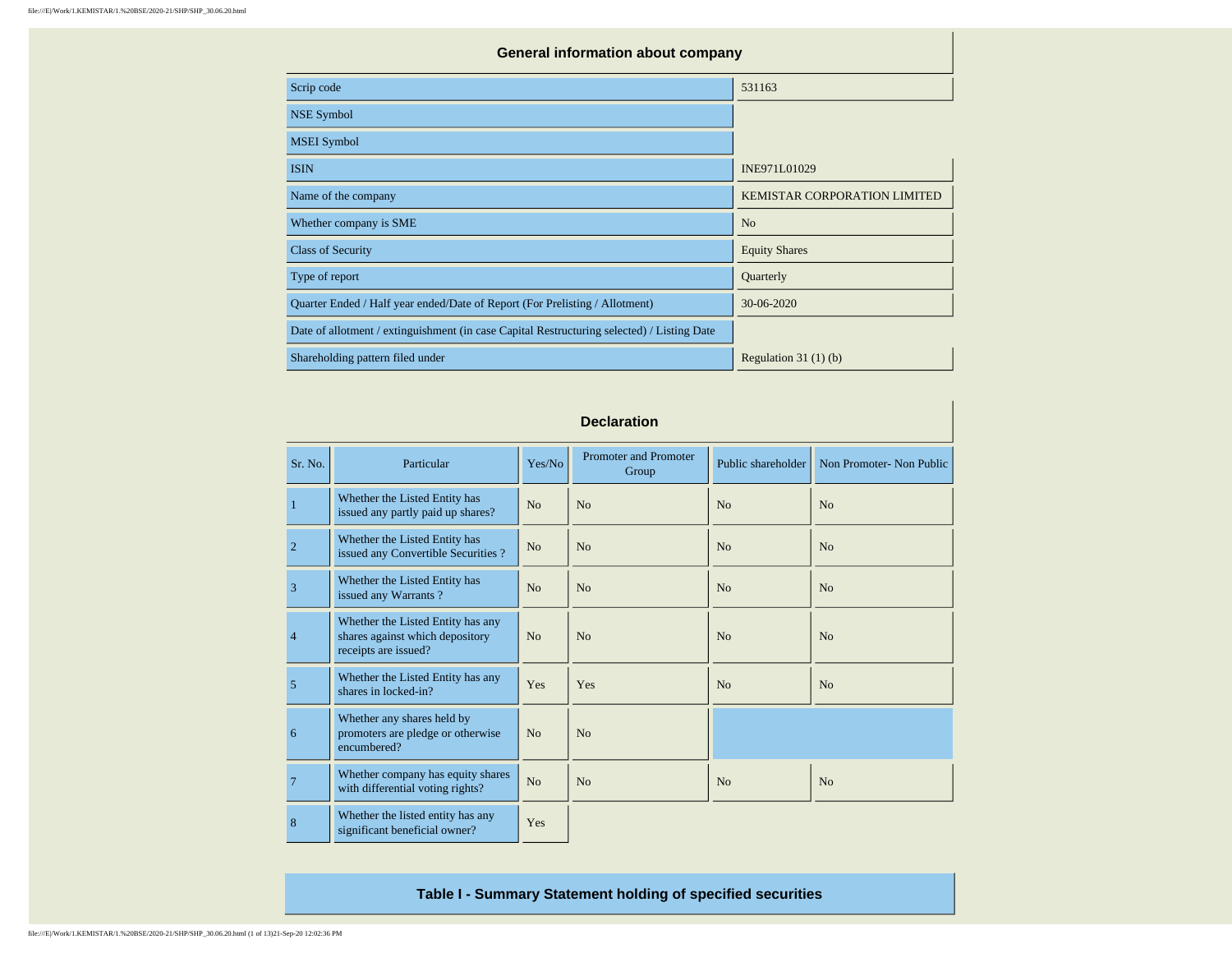## General information about company

| | |
|---|---|
| Scrip code | 531163 |
| NSE Symbol | |
| MSEI Symbol | |
| ISIN | INE971L01029 |
| Name of the company | KEMISTAR CORPORATION LIMITED |
| Whether company is SME | No |
| Class of Security | Equity Shares |
| Type of report | Quarterly |
| Quarter Ended / Half year ended/Date of Report (For Prelisting / Allotment) | 30-06-2020 |
| Date of allotment / extinguishment (in case Capital Restructuring selected) / Listing Date | |
| Shareholding pattern filed under | Regulation 31 (1) (b) |

## Declaration

| Sr. No. | Particular | Yes/No | Promoter and Promoter Group | Public shareholder | Non Promoter- Non Public |
|---|---|---|---|---|---|
| 1 | Whether the Listed Entity has issued any partly paid up shares? | No | No | No | No |
| 2 | Whether the Listed Entity has issued any Convertible Securities ? | No | No | No | No |
| 3 | Whether the Listed Entity has issued any Warrants ? | No | No | No | No |
| 4 | Whether the Listed Entity has any shares against which depository receipts are issued? | No | No | No | No |
| 5 | Whether the Listed Entity has any shares in locked-in? | Yes | Yes | No | No |
| 6 | Whether any shares held by promoters are pledge or otherwise encumbered? | No | No | | |
| 7 | Whether company has equity shares with differential voting rights? | No | No | No | No |
| 8 | Whether the listed entity has any significant beneficial owner? | Yes | | | |

## Table I - Summary Statement holding of specified securities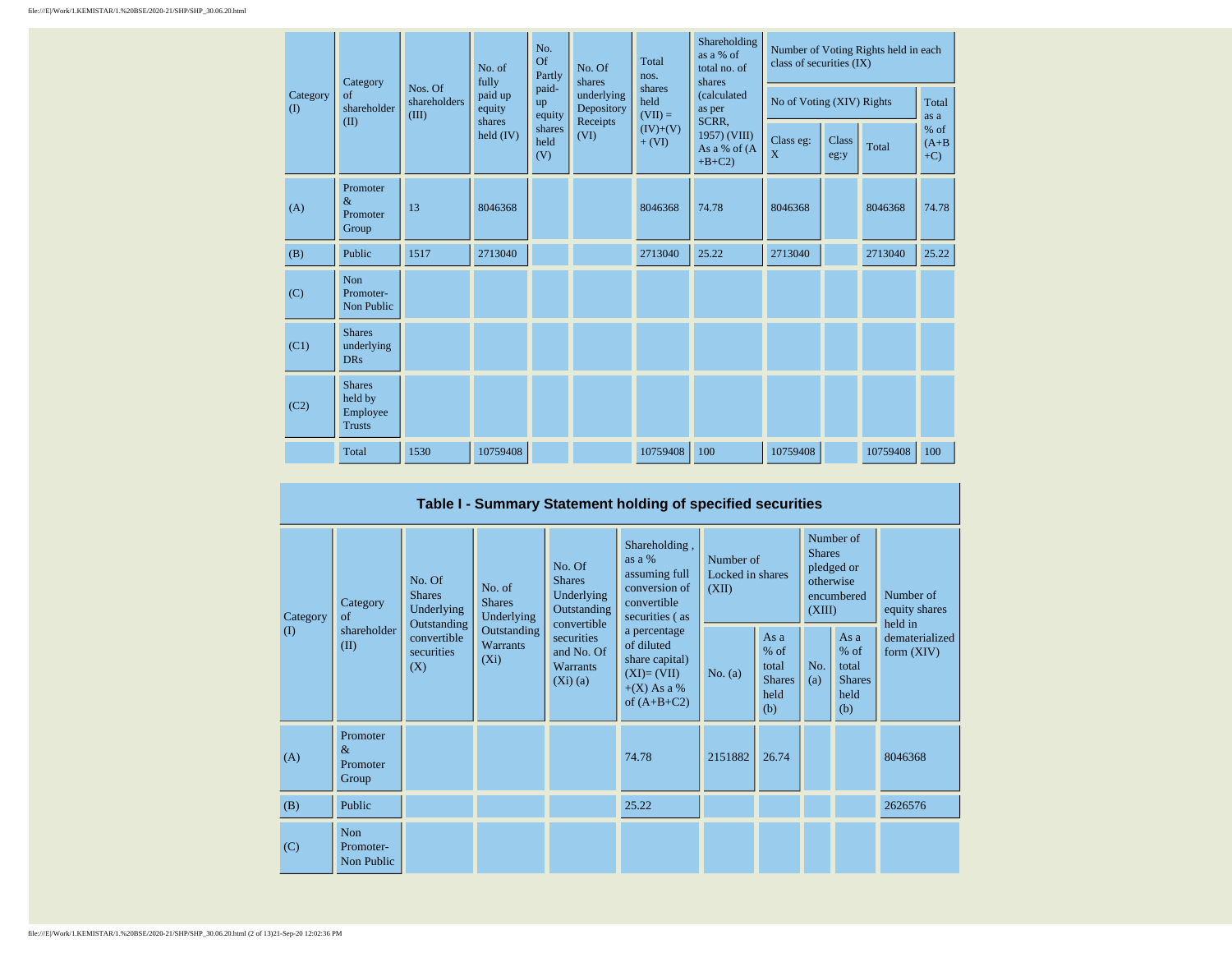| Category (I) | Category of shareholder (II) | Nos. Of shareholders (III) | No. of fully paid up equity shares held (IV) | No. Of Partly paid-up equity shares held (V) | No. Of shares underlying Depository Receipts (VI) | Total nos. shares held (VII) = (IV)+(V)+ (VI) | Shareholding as a % of total no. of shares (calculated as per SCRR, 1957) (VIII) As a % of (A+B+C2) | Number of Voting Rights held in each class of securities (IX) | | | |
|---|---|---|---|---|---|---|---|---|---|---|---|
| | | | | | | | | No of Voting (XIV) Rights | | | Total as a % of (A+B+C) |
| | | | | | | | | Class eg: X | Class eg:y | Total | |
| (A) | Promoter & Promoter Group | 13 | 8046368 | | | 8046368 | 74.78 | 8046368 | | 8046368 | 74.78 |
| (B) | Public | 1517 | 2713040 | | | 2713040 | 25.22 | 2713040 | | 2713040 | 25.22 |
| (C) | Non Promoter- Non Public | | | | | | | | | | |
| (C1) | Shares underlying DRs | | | | | | | | | | |
| (C2) | Shares held by Employee Trusts | | | | | | | | | | |
| | Total | 1530 | 10759408 | | | 10759408 | 100 | 10759408 | | 10759408 | 100 |

## Table I - Summary Statement holding of specified securities

| Category (I) | Category of shareholder (II) | No. Of Shares Underlying Outstanding convertible securities (X) | No. of Shares Underlying Outstanding Warrants (Xi) | No. Of Shares Underlying Outstanding convertible securities and No. Of Warrants (Xi) (a) | Shareholding , as a % assuming full conversion of convertible securities ( as a percentage of diluted share capital) (XI)= (VII) +(X) As a % of (A+B+C2) | Number of Locked in shares (XII) | | Number of Shares pledged or otherwise encumbered (XIII) | | Number of equity shares held in dematerialized form (XIV) |
|---|---|---|---|---|---|---|---|---|---|---|
| | | | | | | No. (a) | As a % of total Shares held (b) | No. (a) | As a % of total Shares held (b) | |
| (A) | Promoter & Promoter Group | | | | 74.78 | 2151882 | 26.74 | | | 8046368 |
| (B) | Public | | | | 25.22 | | | | | 2626576 |
| (C) | Non Promoter- Non Public | | | | | | | | | |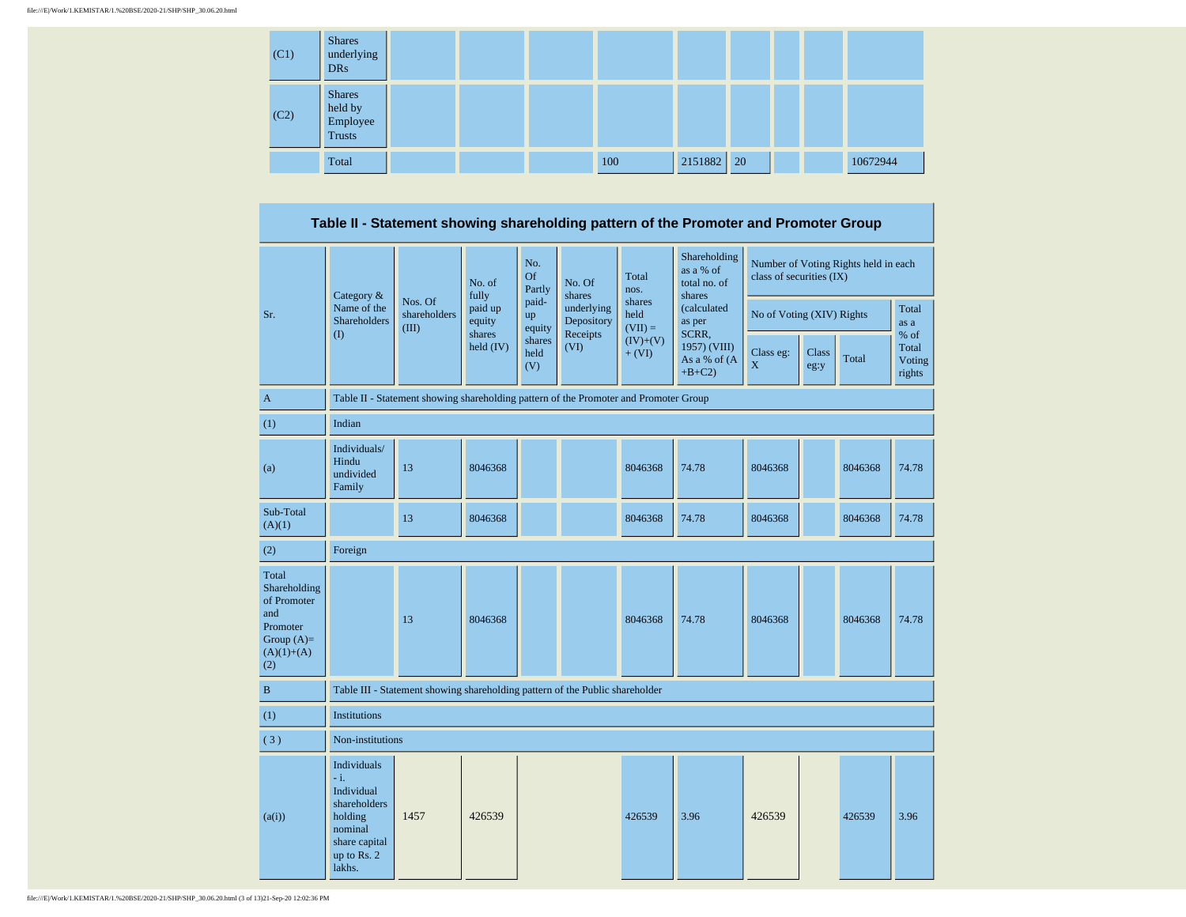| | | | | | | | | | | |
|---|---|---|---|---|---|---|---|---|---|---|
| (C1) | Shares underlying DRs | | | | | | | | | |
| (C2) | Shares held by Employee Trusts | | | | | | | | | |
| | Total | | | | 100 | 2151882 | 20 | | | 10672944 |

## Table II - Statement showing shareholding pattern of the Promoter and Promoter Group

| Sr. | Category & Name of the Shareholders (I) | Nos. Of shareholders (III) | No. of fully paid up equity shares held (IV) | No. Of Partly paid-up equity shares held (V) | No. Of shares underlying Depository Receipts (VI) | Total nos. shares held (VII) = (IV)+(V)+ (VI) | Shareholding as a % of total no. of shares (calculated as per SCRR, 1957) (VIII) As a % of (A+B+C2) | Number of Voting Rights held in each class of securities (IX) | | | |
|---|---|---|---|---|---|---|---|---|---|---|---|
| | | | | | | | | No of Voting (XIV) Rights | | | Total as a % of Total Voting rights |
| | | | | | | | | Class eg: X | Class eg:y | Total | |
| A | Table II - Statement showing shareholding pattern of the Promoter and Promoter Group | | | | | | | | | | |
| (1) | Indian | | | | | | | | | | |
| (a) | Individuals/ Hindu undivided Family | 13 | 8046368 | | | 8046368 | 74.78 | 8046368 | | 8046368 | 74.78 |
| Sub-Total (A)(1) | | 13 | 8046368 | | | 8046368 | 74.78 | 8046368 | | 8046368 | 74.78 |
| (2) | Foreign | | | | | | | | | | |
| Total Shareholding of Promoter and Promoter Group (A)=(A)(1)+(A)(2) | | 13 | 8046368 | | | 8046368 | 74.78 | 8046368 | | 8046368 | 74.78 |
| B | Table III - Statement showing shareholding pattern of the Public shareholder | | | | | | | | | | |
| (1) | Institutions | | | | | | | | | | |
| ( 3 ) | Non-institutions | | | | | | | | | | |
| (a(i)) | Individuals - i. Individual shareholders holding nominal share capital up to Rs. 2 lakhs. | 1457 | 426539 | | | 426539 | 3.96 | 426539 | | 426539 | 3.96 |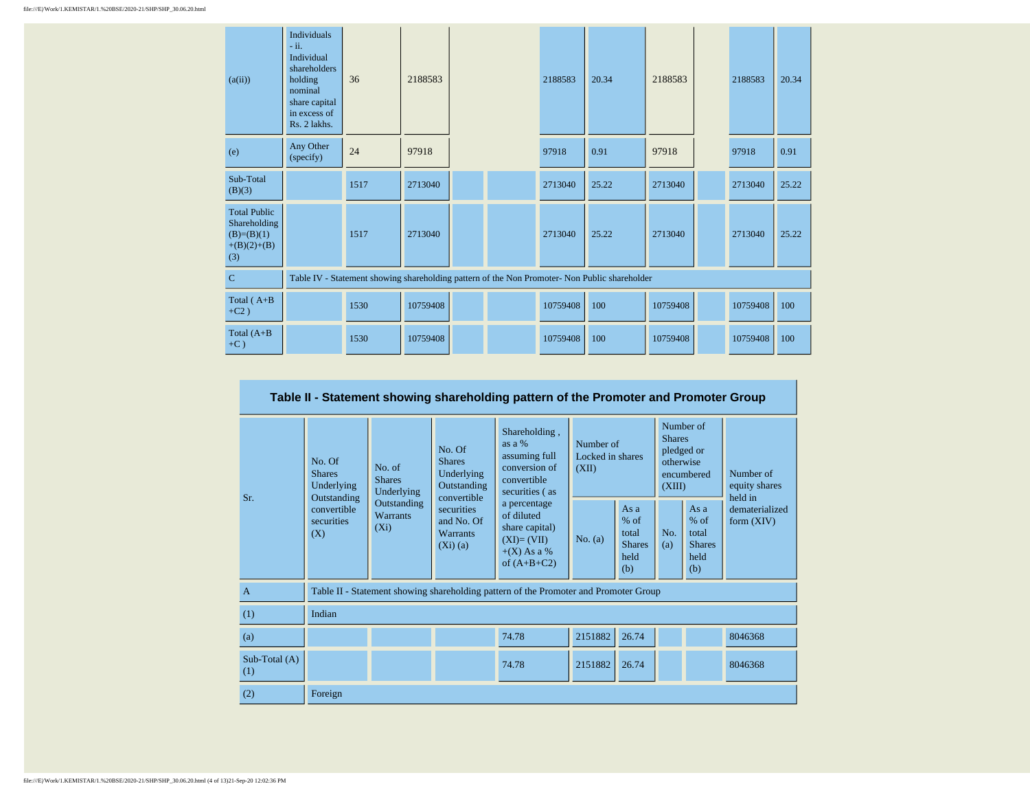| | | | | | | | | | | | |
|---|---|---|---|---|---|---|---|---|---|---|---|
| (a(ii)) | Individuals - ii. Individual shareholders holding nominal share capital in excess of Rs. 2 lakhs. | 36 | 2188583 | | | 2188583 | 20.34 | 2188583 | | 2188583 | 20.34 |
| (e) | Any Other (specify) | 24 | 97918 | | | 97918 | 0.91 | 97918 | | 97918 | 0.91 |
| Sub-Total (B)(3) | | 1517 | 2713040 | | | 2713040 | 25.22 | 2713040 | | 2713040 | 25.22 |
| Total Public Shareholding (B)=(B)(1)+(B)(2)+(B)(3) | | 1517 | 2713040 | | | 2713040 | 25.22 | 2713040 | | 2713040 | 25.22 |
| C | Table IV - Statement showing shareholding pattern of the Non Promoter- Non Public shareholder | | | | | | | | | | |
| Total ( A+B +C2 ) | | 1530 | 10759408 | | | 10759408 | 100 | 10759408 | | 10759408 | 100 |
| Total (A+B +C ) | | 1530 | 10759408 | | | 10759408 | 100 | 10759408 | | 10759408 | 100 |

## Table II - Statement showing shareholding pattern of the Promoter and Promoter Group

| Sr. | No. Of Shares Underlying Outstanding convertible securities (X) | No. of Shares Underlying Outstanding Warrants (Xi) | No. Of Shares Underlying Outstanding convertible securities and No. Of Warrants (Xi) (a) | Shareholding , as a % assuming full conversion of convertible securities ( as a percentage of diluted share capital) (XI)= (VII)+(X) As a % of (A+B+C2) | Number of Locked in shares (XII) | | Number of Shares pledged or otherwise encumbered (XIII) | | Number of equity shares held in dematerialized form (XIV) |
|---|---|---|---|---|---|---|---|---|---|
| | | | | | No. (a) | As a % of total Shares held (b) | No. (a) | As a % of total Shares held (b) | |
| A | Table II - Statement showing shareholding pattern of the Promoter and Promoter Group | | | | | | | | |
| (1) | Indian | | | | | | | | |
| (a) | | | | 74.78 | 2151882 | 26.74 | | | 8046368 |
| Sub-Total (A)(1) | | | | 74.78 | 2151882 | 26.74 | | | 8046368 |
| (2) | Foreign | | | | | | | | |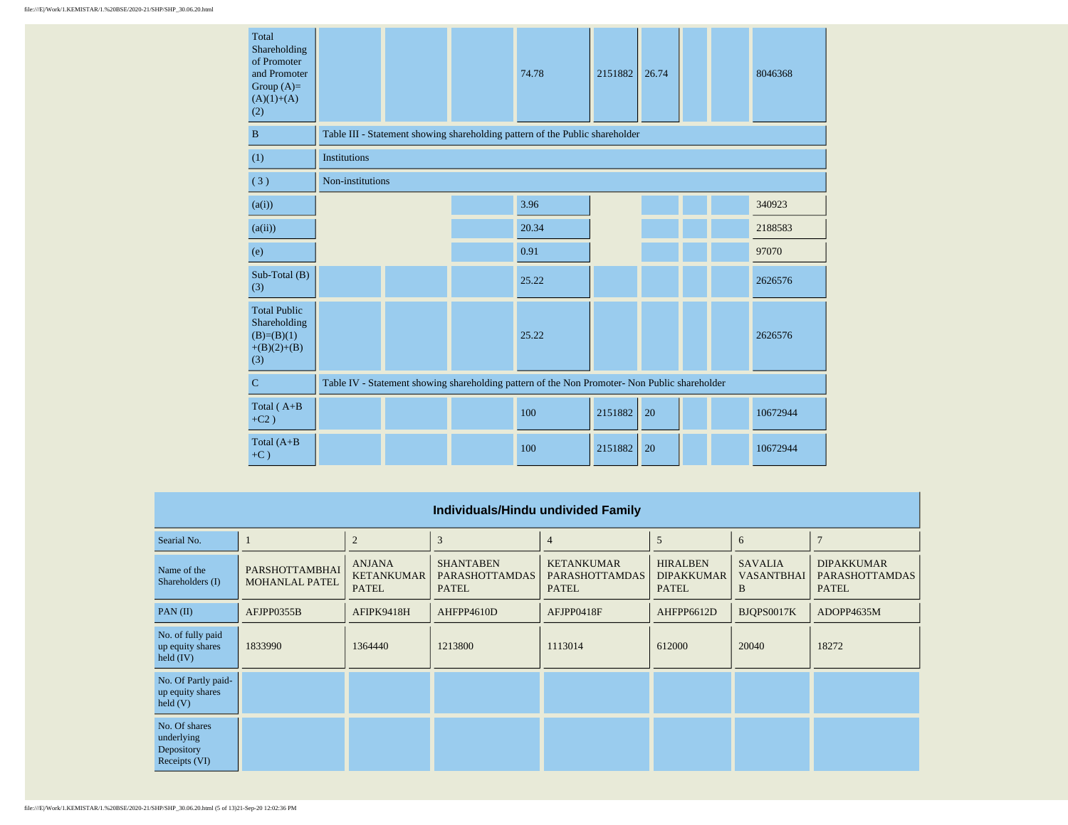| | | | | | | | | | |
|---|---|---|---|---|---|---|---|---|---|
| Total Shareholding of Promoter and Promoter Group (A)=(A)(1)+(A)(2) | | | | 74.78 | 2151882 | 26.74 | | | 8046368 |
| B | Table III - Statement showing shareholding pattern of the Public shareholder | | | | | | | | |
| (1) | Institutions | | | | | | | | |
| ( 3 ) | Non-institutions | | | | | | | | |
| (a(i)) | | | | 3.96 | | | | | 340923 |
| (a(ii)) | | | | 20.34 | | | | | 2188583 |
| (e) | | | | 0.91 | | | | | 97070 |
| Sub-Total (B)(3) | | | | 25.22 | | | | | 2626576 |
| Total Public Shareholding (B)=(B)(1)+(B)(2)+(B)(3) | | | | 25.22 | | | | | 2626576 |
| C | Table IV - Statement showing shareholding pattern of the Non Promoter- Non Public shareholder | | | | | | | | |
| Total ( A+B+C2 ) | | | | 100 | 2151882 | 20 | | | 10672944 |
| Total (A+B+C ) | | | | 100 | 2151882 | 20 | | | 10672944 |

## Individuals/Hindu undivided Family

| Searial No. | 1 | 2 | 3 | 4 | 5 | 6 | 7 |
|---|---|---|---|---|---|---|---|
| Name of the Shareholders (I) | PARSHOTTAMBHAI MOHANLAL PATEL | ANJANA KETANKUMAR PATEL | SHANTABEN PARASHOTTAMDAS PATEL | KETANKUMAR PARASHOTTAMDAS PATEL | HIRALBEN DIPAKKUMAR PATEL | SAVALIA VASANTBHAI B | DIPAKKUMAR PARASHOTTAMDAS PATEL |
| PAN (II) | AFJPP0355B | AFIPK9418H | AHFPP4610D | AFJPP0418F | AHFPP6612D | BJQPS0017K | ADOPP4635M |
| No. of fully paid up equity shares held (IV) | 1833990 | 1364440 | 1213800 | 1113014 | 612000 | 20040 | 18272 |
| No. Of Partly paid-up equity shares held (V) | | | | | | | |
| No. Of shares underlying Depository Receipts (VI) | | | | | | | |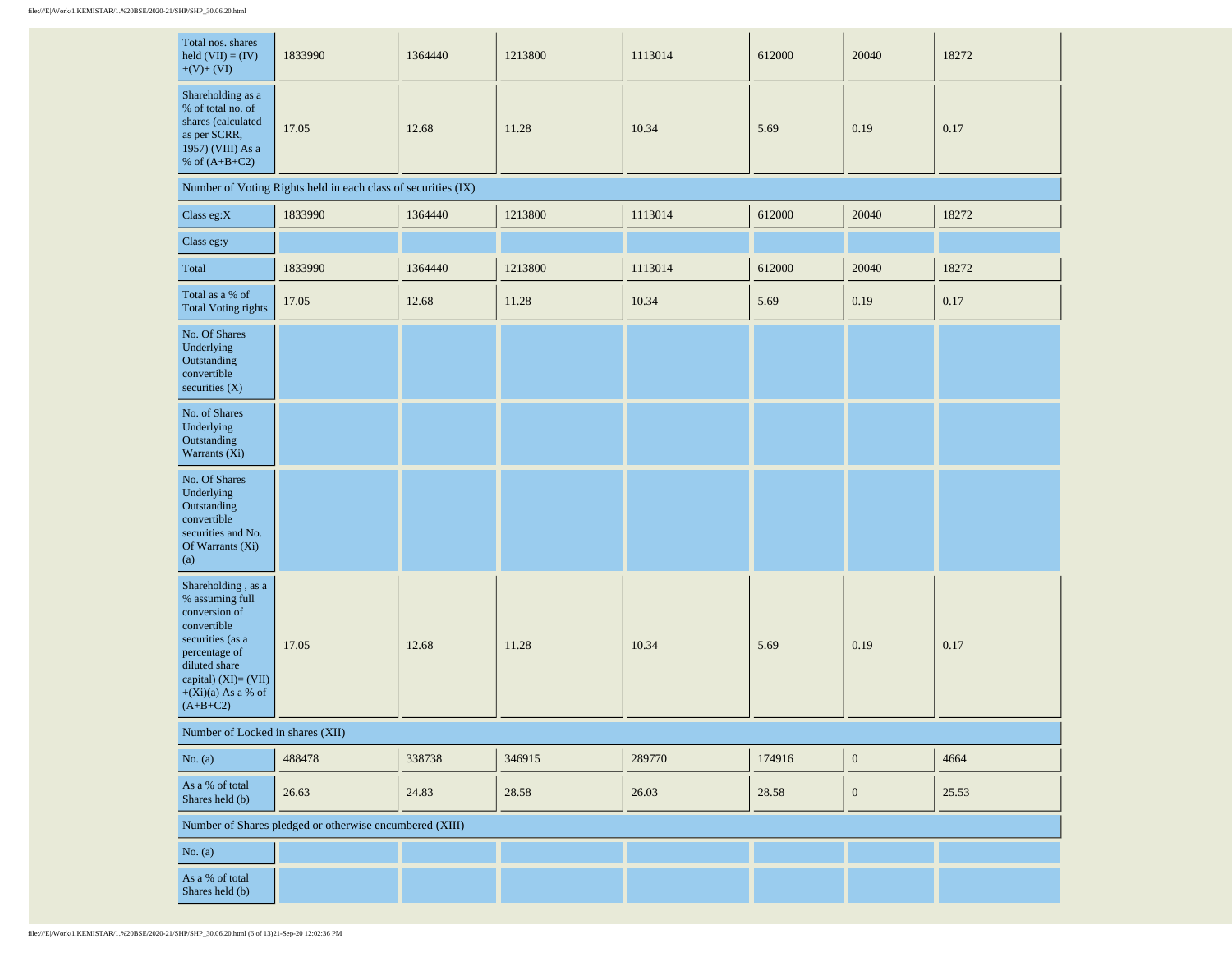| | | | | | | | |
|---|---|---|---|---|---|---|---|
| Total nos. shares held (VII) = (IV)+(V)+ (VI) | 1833990 | 1364440 | 1213800 | 1113014 | 612000 | 20040 | 18272 |
| Shareholding as a % of total no. of shares (calculated as per SCRR, 1957) (VIII) As a % of (A+B+C2) | 17.05 | 12.68 | 11.28 | 10.34 | 5.69 | 0.19 | 0.17 |
| Number of Voting Rights held in each class of securities (IX) | | | | | | | |
| Class eg:X | 1833990 | 1364440 | 1213800 | 1113014 | 612000 | 20040 | 18272 |
| Class eg:y | | | | | | | |
| Total | 1833990 | 1364440 | 1213800 | 1113014 | 612000 | 20040 | 18272 |
| Total as a % of Total Voting rights | 17.05 | 12.68 | 11.28 | 10.34 | 5.69 | 0.19 | 0.17 |
| No. Of Shares Underlying Outstanding convertible securities (X) | | | | | | | |
| No. of Shares Underlying Outstanding Warrants (Xi) | | | | | | | |
| No. Of Shares Underlying Outstanding convertible securities and No. Of Warrants (Xi) (a) | | | | | | | |
| Shareholding , as a % assuming full conversion of convertible securities (as a percentage of diluted share capital) (XI)= (VII)+(Xi)(a) As a % of (A+B+C2) | 17.05 | 12.68 | 11.28 | 10.34 | 5.69 | 0.19 | 0.17 |
| Number of Locked in shares (XII) | | | | | | | |
| No. (a) | 488478 | 338738 | 346915 | 289770 | 174916 | 0 | 4664 |
| As a % of total Shares held (b) | 26.63 | 24.83 | 28.58 | 26.03 | 28.58 | 0 | 25.53 |
| Number of Shares pledged or otherwise encumbered (XIII) | | | | | | | |
| No. (a) | | | | | | | |
| As a % of total Shares held (b) | | | | | | | |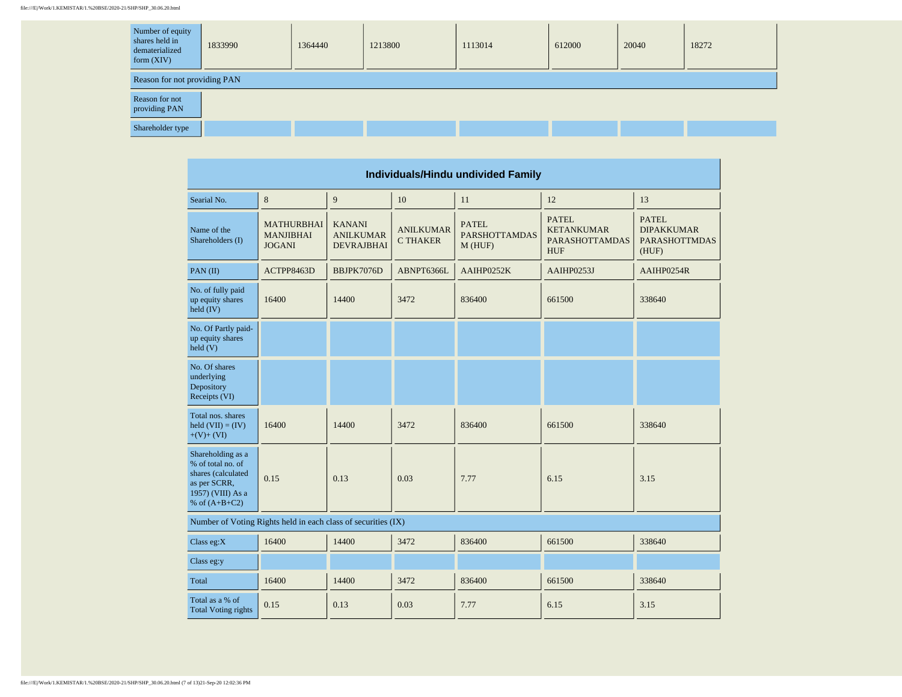| | | | | | | | |
|---|---|---|---|---|---|---|---|
| Number of equity shares held in dematerialized form (XIV) | 1833990 | 1364440 | 1213800 | 1113014 | 612000 | 20040 | 18272 |
| Reason for not providing PAN | | | | | | | |
| Reason for not providing PAN | | | | | | | |
| Shareholder type | | | | | | | |

## Individuals/Hindu undivided Family

| Searial No. | 8 | 9 | 10 | 11 | 12 | 13 |
|---|---|---|---|---|---|---|
| Name of the Shareholders (I) | MATHURBHAI MANJIBHAI JOGANI | KANANI ANILKUMAR DEVRAJBHAI | ANILKUMAR C THAKER | PATEL PARSHOTTAMDAS M (HUF) | PATEL KETANKUMAR PARASHOTTAMDAS HUF | PATEL DIPAKKUMAR PARASHOTTMDAS (HUF) |
| PAN (II) | ACTPP8463D | BBJPK7076D | ABNPT6366L | AAIHP0252K | AAIHP0253J | AAIHP0254R |
| No. of fully paid up equity shares held (IV) | 16400 | 14400 | 3472 | 836400 | 661500 | 338640 |
| No. Of Partly paid-up equity shares held (V) | | | | | | |
| No. Of shares underlying Depository Receipts (VI) | | | | | | |
| Total nos. shares held (VII) = (IV) +(V)+ (VI) | 16400 | 14400 | 3472 | 836400 | 661500 | 338640 |
| Shareholding as a % of total no. of shares (calculated as per SCRR, 1957) (VIII) As a % of (A+B+C2) | 0.15 | 0.13 | 0.03 | 7.77 | 6.15 | 3.15 |
| Number of Voting Rights held in each class of securities (IX) | | | | | | |
| Class eg:X | 16400 | 14400 | 3472 | 836400 | 661500 | 338640 |
| Class eg:y | | | | | | |
| Total | 16400 | 14400 | 3472 | 836400 | 661500 | 338640 |
| Total as a % of Total Voting rights | 0.15 | 0.13 | 0.03 | 7.77 | 6.15 | 3.15 |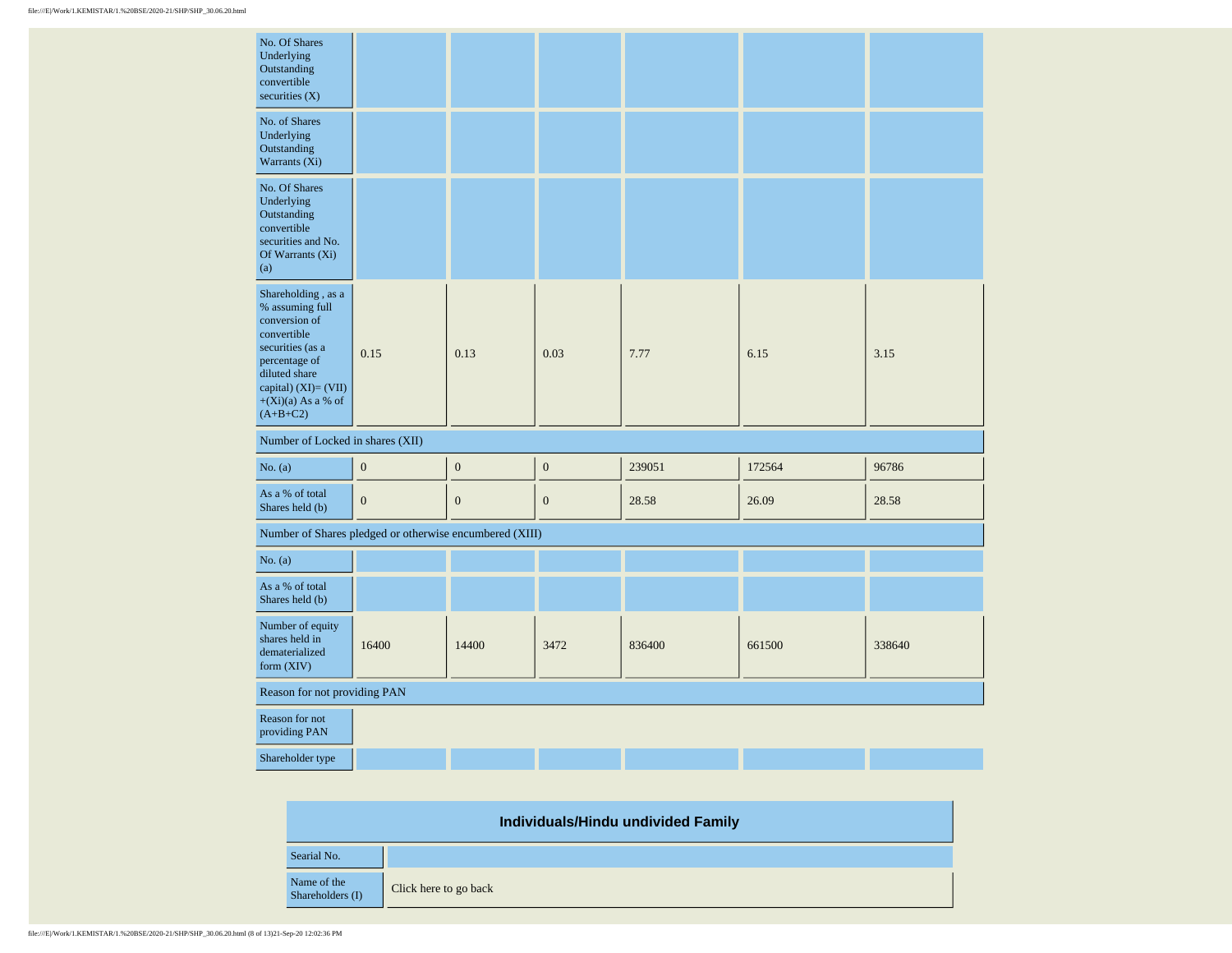| | | | | | | |
|---|---|---|---|---|---|---|
| No. Of Shares Underlying Outstanding convertible securities (X) | | | | | | |
| No. of Shares Underlying Outstanding Warrants (Xi) | | | | | | |
| No. Of Shares Underlying Outstanding convertible securities and No. Of Warrants (Xi) (a) | | | | | | |
| Shareholding , as a % assuming full conversion of convertible securities (as a percentage of diluted share capital) (XI)= (VII)+(Xi)(a) As a % of (A+B+C2) | 0.15 | 0.13 | 0.03 | 7.77 | 6.15 | 3.15 |
| Number of Locked in shares (XII) | | | | | | |
| No. (a) | 0 | 0 | 0 | 239051 | 172564 | 96786 |
| As a % of total Shares held (b) | 0 | 0 | 0 | 28.58 | 26.09 | 28.58 |
| Number of Shares pledged or otherwise encumbered (XIII) | | | | | | |
| No. (a) | | | | | | |
| As a % of total Shares held (b) | | | | | | |
| Number of equity shares held in dematerialized form (XIV) | 16400 | 14400 | 3472 | 836400 | 661500 | 338640 |
| Reason for not providing PAN | | | | | | |
| Reason for not providing PAN | | | | | | |
| Shareholder type | | | | | | |

| Individuals/Hindu undivided Family | |
|---|---|
| Searial No. | |
| Name of the Shareholders (I) | Click here to go back |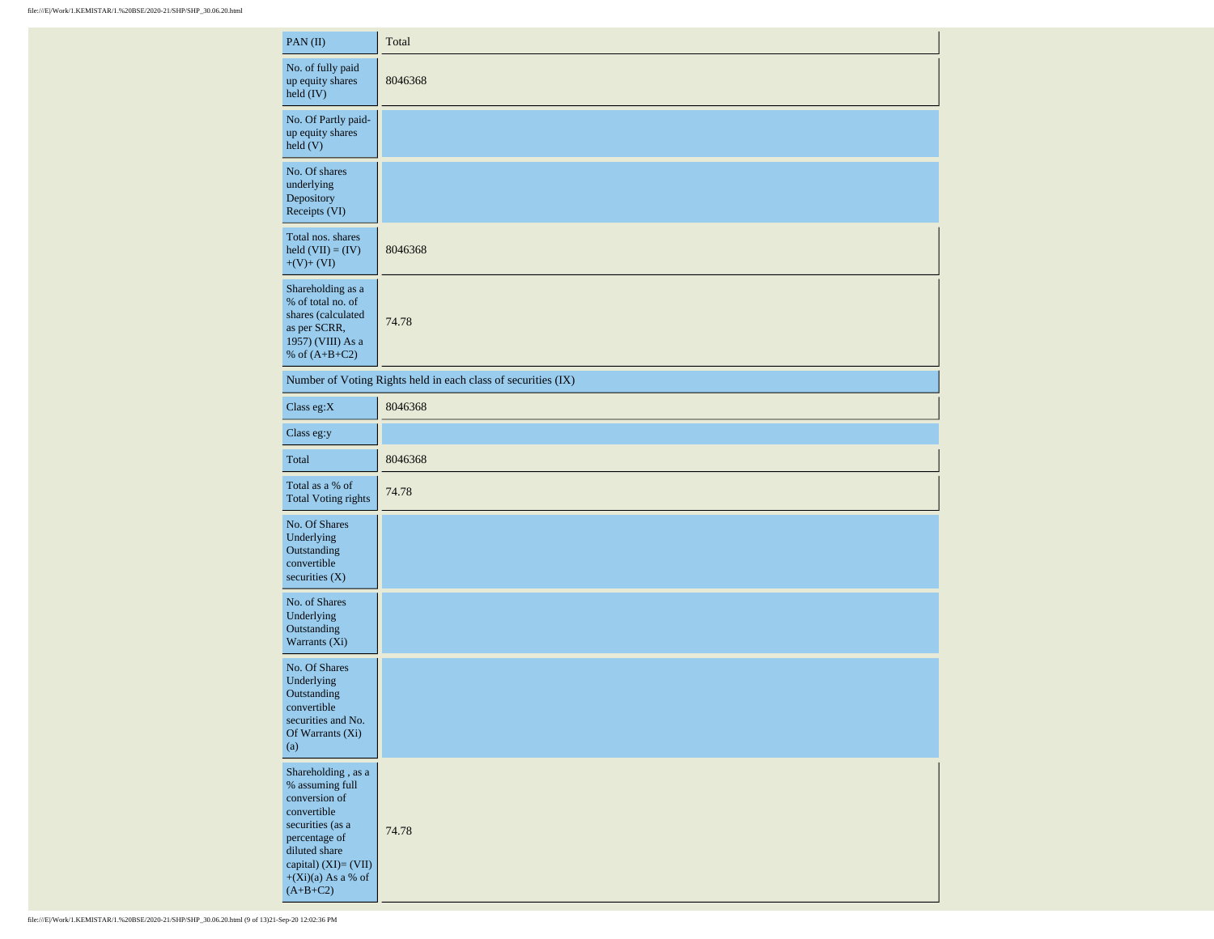| PAN (II) | Total |
|---|---|
| No. of fully paid up equity shares held (IV) | 8046368 |
| No. Of Partly paid-up equity shares held (V) | |
| No. Of shares underlying Depository Receipts (VI) | |
| Total nos. shares held (VII) = (IV)+(V)+ (VI) | 8046368 |
| Shareholding as a % of total no. of shares (calculated as per SCRR, 1957) (VIII) As a % of (A+B+C2) | 74.78 |
| Number of Voting Rights held in each class of securities (IX) | |
| Class eg:X | 8046368 |
| Class eg:y | |
| Total | 8046368 |
| Total as a % of Total Voting rights | 74.78 |
| No. Of Shares Underlying Outstanding convertible securities (X) | |
| No. of Shares Underlying Outstanding Warrants (Xi) | |
| No. Of Shares Underlying Outstanding convertible securities and No. Of Warrants (Xi) (a) | |
| Shareholding , as a % assuming full conversion of convertible securities (as a percentage of diluted share capital) (XI)= (VII)+(Xi)(a) As a % of (A+B+C2) | 74.78 |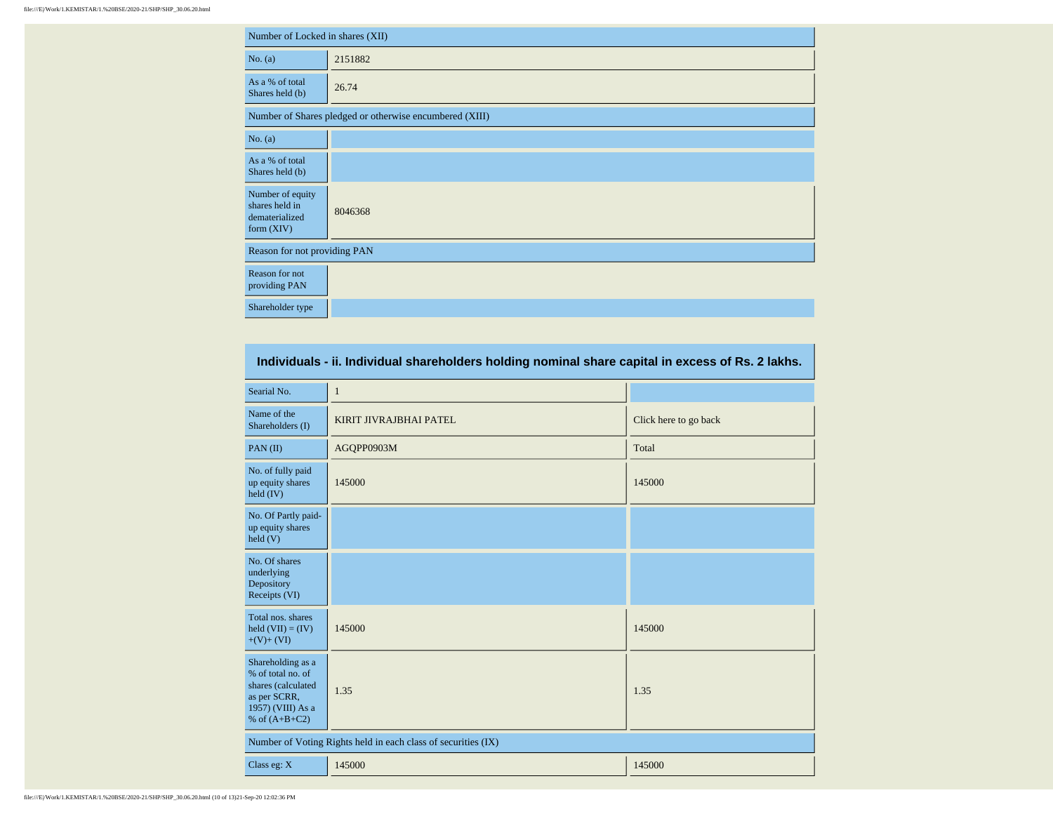| Number of Locked in shares (XII) | |
|---|---|
| No. (a) | 2151882 |
| As a % of total Shares held (b) | 26.74 |
| **Number of Shares pledged or otherwise encumbered (XIII)** | |
| No. (a) | |
| As a % of total Shares held (b) | |
| Number of equity shares held in dematerialized form (XIV) | 8046368 |
| **Reason for not providing PAN** | |
| Reason for not providing PAN | |
| Shareholder type | |

## Individuals - ii. Individual shareholders holding nominal share capital in excess of Rs. 2 lakhs.

| Searial No. | 1 | |
|---|---|---|
| Name of the Shareholders (I) | KIRIT JIVRAJBHAI PATEL | Click here to go back |
| PAN (II) | AGQPP0903M | Total |
| No. of fully paid up equity shares held (IV) | 145000 | 145000 |
| No. Of Partly paid-up equity shares held (V) | | |
| No. Of shares underlying Depository Receipts (VI) | | |
| Total nos. shares held (VII) = (IV)+(V)+ (VI) | 145000 | 145000 |
| Shareholding as a % of total no. of shares (calculated as per SCRR, 1957) (VIII) As a % of (A+B+C2) | 1.35 | 1.35 |
| **Number of Voting Rights held in each class of securities (IX)** | | |
| Class eg: X | 145000 | 145000 |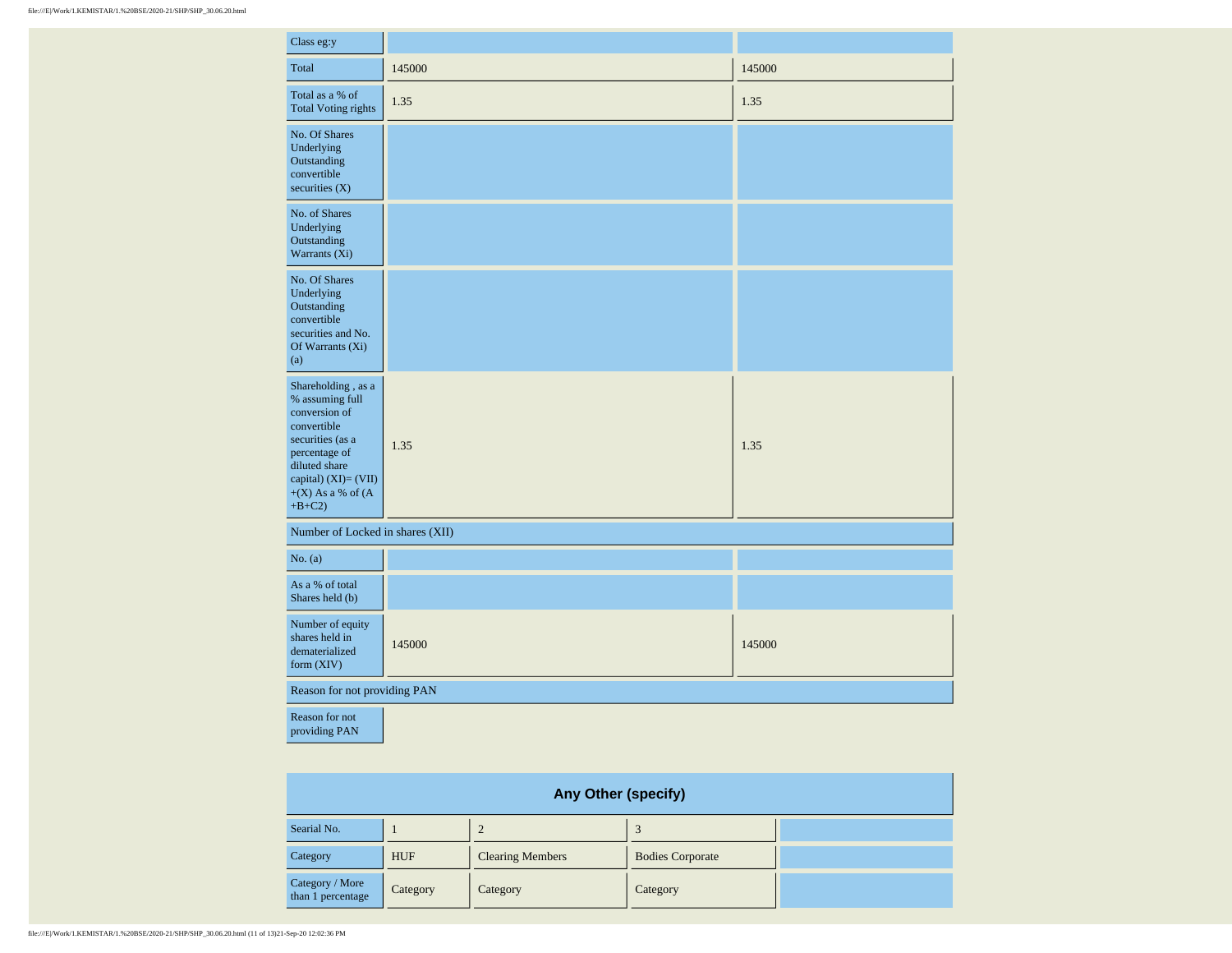| | | |
|---|---|---|
| Class eg:y | | |
| Total | 145000 | 145000 |
| Total as a % of Total Voting rights | 1.35 | 1.35 |
| No. Of Shares Underlying Outstanding convertible securities (X) | | |
| No. of Shares Underlying Outstanding Warrants (Xi) | | |
| No. Of Shares Underlying Outstanding convertible securities and No. Of Warrants (Xi) (a) | | |
| Shareholding , as a % assuming full conversion of convertible securities (as a percentage of diluted share capital) (XI)= (VII)+(X) As a % of (A+B+C2) | 1.35 | 1.35 |
| Number of Locked in shares (XII) | | |
| No. (a) | | |
| As a % of total Shares held (b) | | |
| Number of equity shares held in dematerialized form (XIV) | 145000 | 145000 |
| Reason for not providing PAN | | |
| Reason for not providing PAN | | |

## Any Other (specify)

| Searial No. | 1 | 2 | 3 | |
|---|---|---|---|---|
| Category | HUF | Clearing Members | Bodies Corporate | |
| Category / More than 1 percentage | Category | Category | Category | |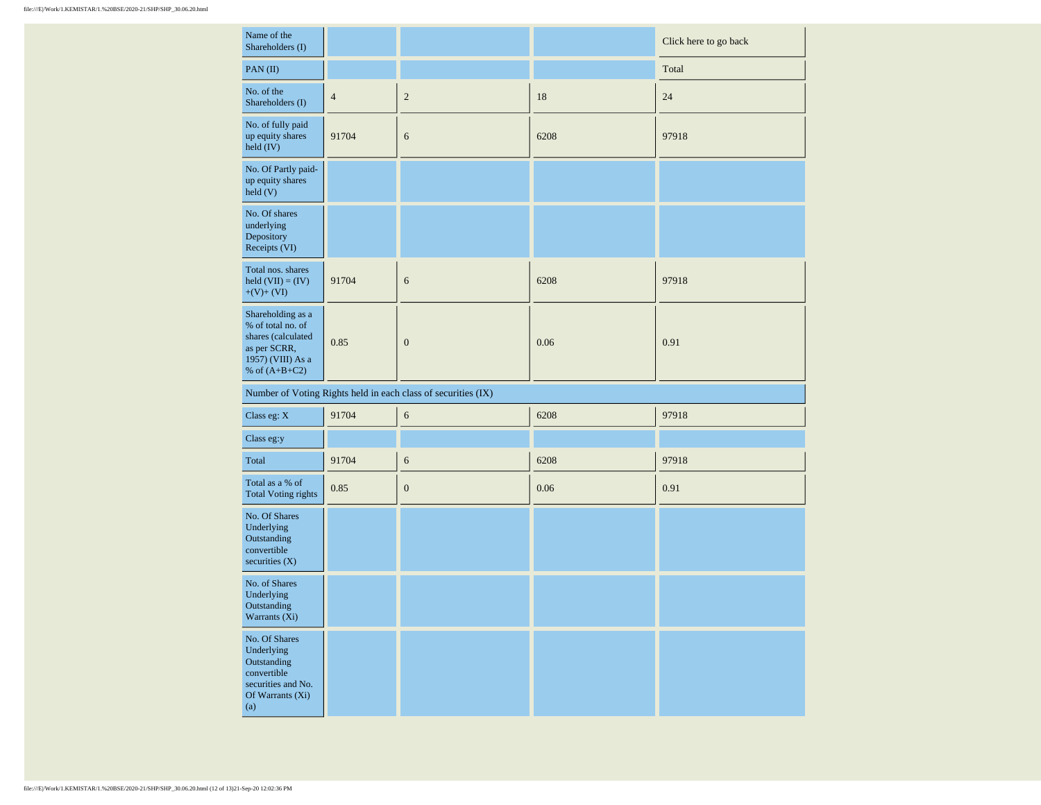| Name of the Shareholders (I) | | | | Click here to go back |
| --- | --- | --- | --- | --- |
| PAN (II) | | | | Total |
| No. of the Shareholders (I) | 4 | 2 | 18 | 24 |
| No. of fully paid up equity shares held (IV) | 91704 | 6 | 6208 | 97918 |
| No. Of Partly paid-up equity shares held (V) | | | | |
| No. Of shares underlying Depository Receipts (VI) | | | | |
| Total nos. shares held (VII) = (IV)+(V)+ (VI) | 91704 | 6 | 6208 | 97918 |
| Shareholding as a % of total no. of shares (calculated as per SCRR, 1957) (VIII) As a % of (A+B+C2) | 0.85 | 0 | 0.06 | 0.91 |
| Number of Voting Rights held in each class of securities (IX) | | | | |
| Class eg: X | 91704 | 6 | 6208 | 97918 |
| Class eg:y | | | | |
| Total | 91704 | 6 | 6208 | 97918 |
| Total as a % of Total Voting rights | 0.85 | 0 | 0.06 | 0.91 |
| No. Of Shares Underlying Outstanding convertible securities (X) | | | | |
| No. of Shares Underlying Outstanding Warrants (Xi) | | | | |
| No. Of Shares Underlying Outstanding convertible securities and No. Of Warrants (Xi) (a) | | | | |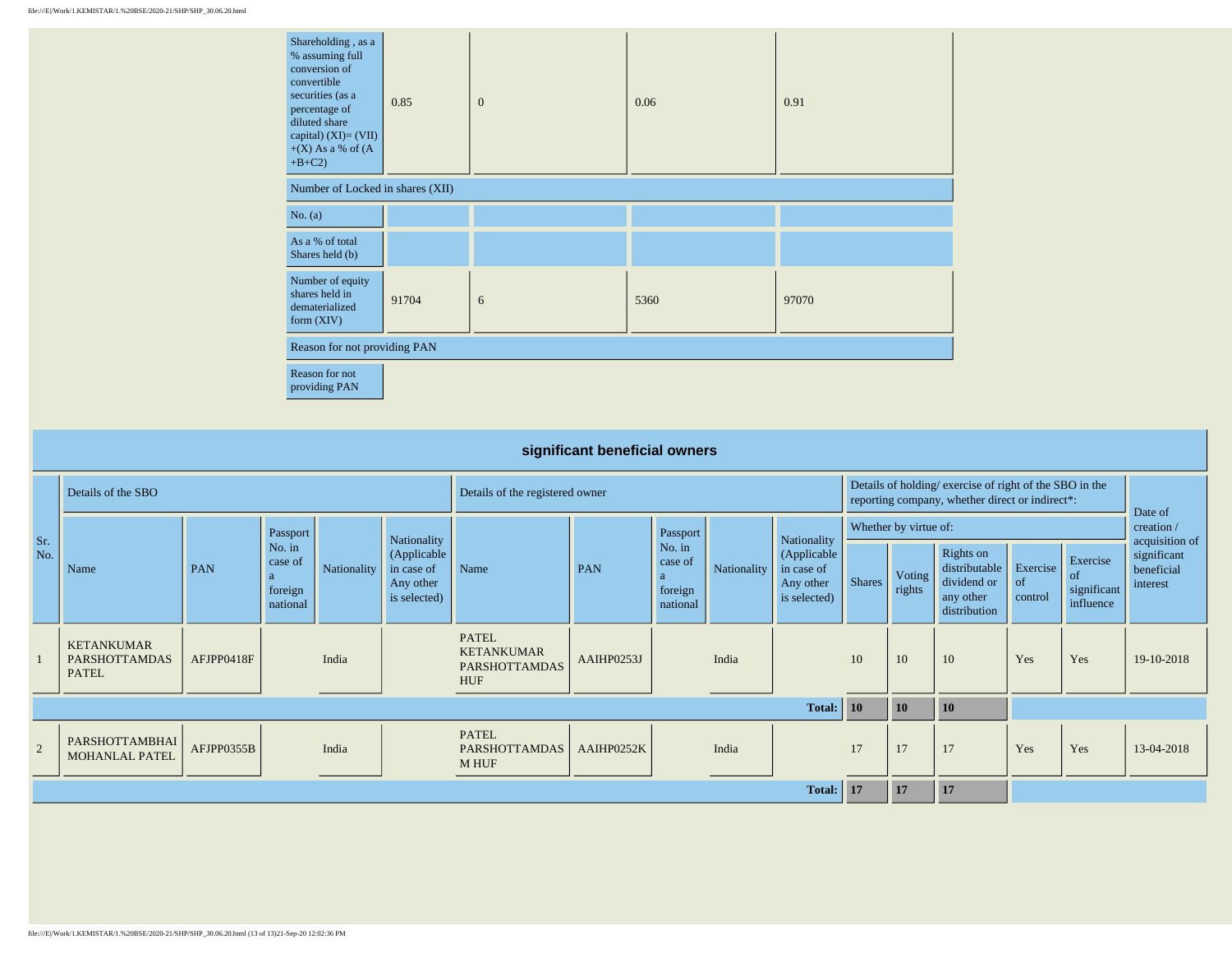| | | | | |
|---|---|---|---|---|
| Shareholding , as a % assuming full conversion of convertible securities (as a percentage of diluted share capital) (XI)= (VII)+(X) As a % of (A+B+C2) | 0.85 | 0 | 0.06 | 0.91 |
| Number of Locked in shares (XII) | | | | |
| No. (a) | | | | |
| As a % of total Shares held (b) | | | | |
| Number of equity shares held in dematerialized form (XIV) | 91704 | 6 | 5360 | 97070 |
| Reason for not providing PAN | | | | |
| Reason for not providing PAN | | | | |

## significant beneficial owners

| Sr. No. | Details of the SBO | | | | | Details of the registered owner | | | | | Details of holding/ exercise of right of the SBO in the reporting company, whether direct or indirect*: | | | | | Date of creation / acquisition of significant beneficial interest |
|---|---|---|---|---|---|---|---|---|---|---|---|---|---|---|---|---|
| | | | | | | | | | | | Whether by virtue of: | | | | | |
| | Name | PAN | Passport No. in case of a foreign national | Nationality | Nationality (Applicable in case of Any other is selected) | Name | PAN | Passport No. in case of a foreign national | Nationality | Nationality (Applicable in case of Any other is selected) | Shares | Voting rights | Rights on distributable dividend or any other distribution | Exercise of control | Exercise of significant influence | |
| 1 | KETANKUMAR PARSHOTTAMDAS PATEL | AFJPP0418F | | India | | PATEL KETANKUMAR PARSHOTTAMDAS HUF | AAIHP0253J | | India | | 10 | 10 | 10 | Yes | Yes | 19-10-2018 |
| | | | | | | | | | | Total: | 10 | 10 | 10 | | | |
| 2 | PARSHOTTAMBHAI MOHANLAL PATEL | AFJPP0355B | | India | | PATEL PARSHOTTAMDAS M HUF | AAIHP0252K | | India | | 17 | 17 | 17 | Yes | Yes | 13-04-2018 |
| | | | | | | | | | | Total: | 17 | 17 | 17 | | | |